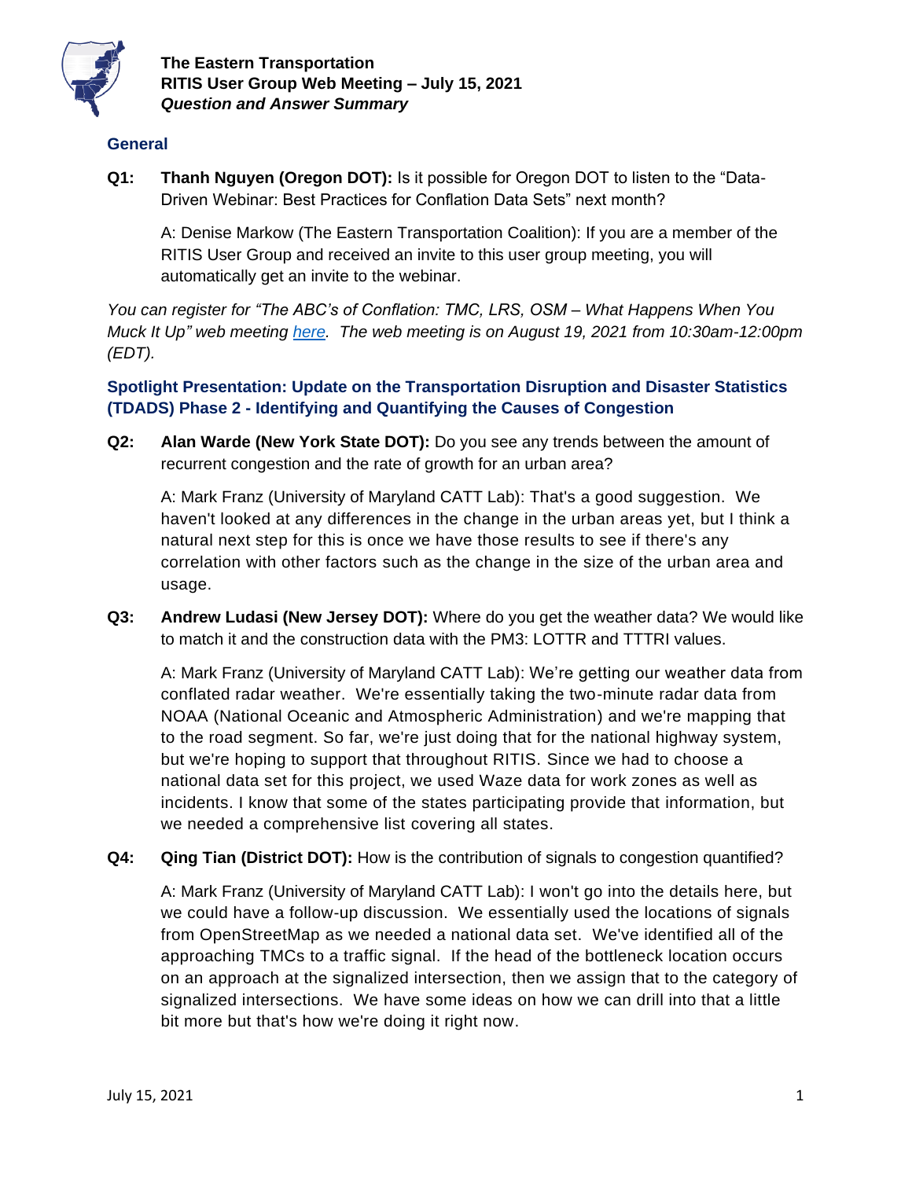**The Eastern Transportation**
**RITIS User Group Web Meeting – July 15, 2021**
***Question and Answer Summary***

## General

**Q1: Thanh Nguyen (Oregon DOT):** Is it possible for Oregon DOT to listen to the "Data-Driven Webinar: Best Practices for Conflation Data Sets" next month?

A: Denise Markow (The Eastern Transportation Coalition): If you are a member of the RITIS User Group and received an invite to this user group meeting, you will automatically get an invite to the webinar.

*You can register for "The ABC's of Conflation: TMC, LRS, OSM – What Happens When You Muck It Up" web meeting here. The web meeting is on August 19, 2021 from 10:30am-12:00pm (EDT).*

## Spotlight Presentation: Update on the Transportation Disruption and Disaster Statistics (TDADS) Phase 2 - Identifying and Quantifying the Causes of Congestion

**Q2: Alan Warde (New York State DOT):** Do you see any trends between the amount of recurrent congestion and the rate of growth for an urban area?

A: Mark Franz (University of Maryland CATT Lab): That's a good suggestion. We haven't looked at any differences in the change in the urban areas yet, but I think a natural next step for this is once we have those results to see if there's any correlation with other factors such as the change in the size of the urban area and usage.

**Q3: Andrew Ludasi (New Jersey DOT):** Where do you get the weather data? We would like to match it and the construction data with the PM3: LOTTR and TTTRI values.

A: Mark Franz (University of Maryland CATT Lab): We're getting our weather data from conflated radar weather. We're essentially taking the two-minute radar data from NOAA (National Oceanic and Atmospheric Administration) and we're mapping that to the road segment. So far, we're just doing that for the national highway system, but we're hoping to support that throughout RITIS. Since we had to choose a national data set for this project, we used Waze data for work zones as well as incidents. I know that some of the states participating provide that information, but we needed a comprehensive list covering all states.

**Q4: Qing Tian (District DOT):** How is the contribution of signals to congestion quantified?

A: Mark Franz (University of Maryland CATT Lab): I won't go into the details here, but we could have a follow-up discussion. We essentially used the locations of signals from OpenStreetMap as we needed a national data set. We've identified all of the approaching TMCs to a traffic signal. If the head of the bottleneck location occurs on an approach at the signalized intersection, then we assign that to the category of signalized intersections. We have some ideas on how we can drill into that a little bit more but that's how we're doing it right now.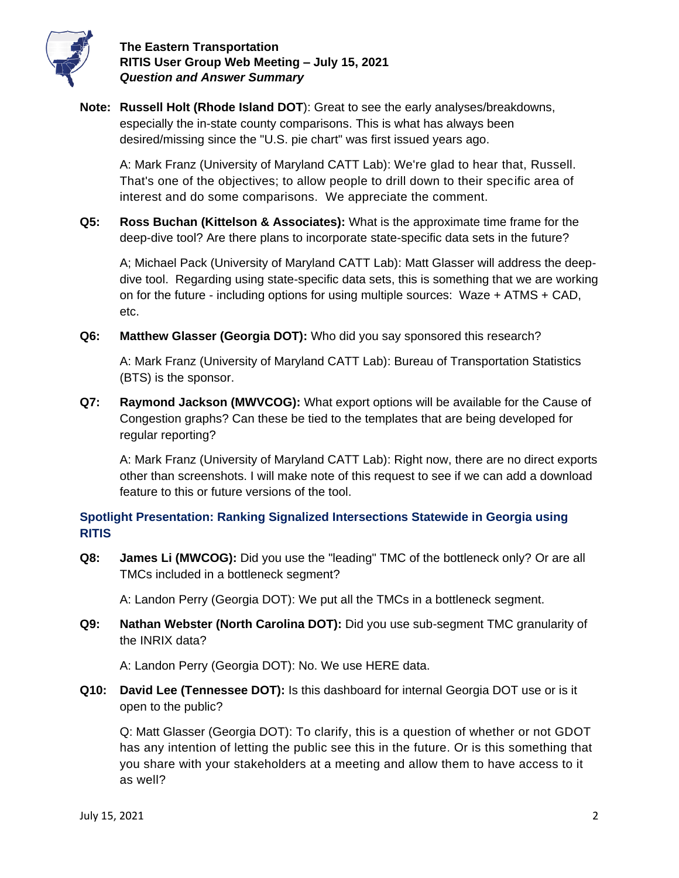**Note:** **Russell Holt (Rhode Island DOT**): Great to see the early analyses/breakdowns, especially the in-state county comparisons. This is what has always been desired/missing since the "U.S. pie chart" was first issued years ago.

A: Mark Franz (University of Maryland CATT Lab): We're glad to hear that, Russell. That's one of the objectives; to allow people to drill down to their specific area of interest and do some comparisons. We appreciate the comment.

**Q5:** **Ross Buchan (Kittelson & Associates):** What is the approximate time frame for the deep-dive tool? Are there plans to incorporate state-specific data sets in the future?

A; Michael Pack (University of Maryland CATT Lab): Matt Glasser will address the deep-dive tool. Regarding using state-specific data sets, this is something that we are working on for the future - including options for using multiple sources: Waze + ATMS + CAD, etc.

**Q6:** **Matthew Glasser (Georgia DOT):** Who did you say sponsored this research?

A: Mark Franz (University of Maryland CATT Lab): Bureau of Transportation Statistics (BTS) is the sponsor.

**Q7:** **Raymond Jackson (MWVCOG):** What export options will be available for the Cause of Congestion graphs? Can these be tied to the templates that are being developed for regular reporting?

A: Mark Franz (University of Maryland CATT Lab): Right now, there are no direct exports other than screenshots. I will make note of this request to see if we can add a download feature to this or future versions of the tool.

## Spotlight Presentation: Ranking Signalized Intersections Statewide in Georgia using RITIS

**Q8:** **James Li (MWCOG):** Did you use the "leading" TMC of the bottleneck only? Or are all TMCs included in a bottleneck segment?

A: Landon Perry (Georgia DOT): We put all the TMCs in a bottleneck segment.

**Q9:** **Nathan Webster (North Carolina DOT):** Did you use sub-segment TMC granularity of the INRIX data?

A: Landon Perry (Georgia DOT): No. We use HERE data.

**Q10:** **David Lee (Tennessee DOT):** Is this dashboard for internal Georgia DOT use or is it open to the public?

Q: Matt Glasser (Georgia DOT): To clarify, this is a question of whether or not GDOT has any intention of letting the public see this in the future. Or is this something that you share with your stakeholders at a meeting and allow them to have access to it as well?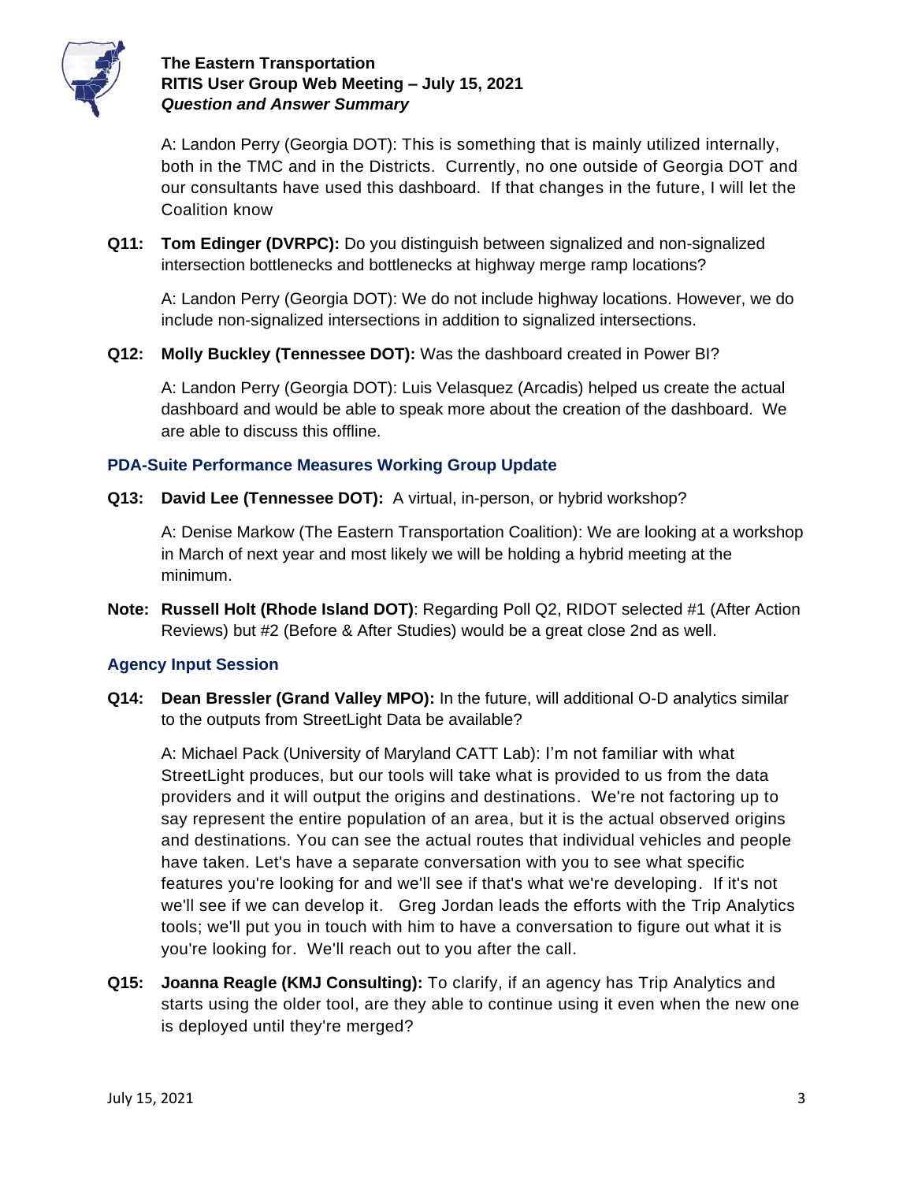A: Landon Perry (Georgia DOT): This is something that is mainly utilized internally, both in the TMC and in the Districts. Currently, no one outside of Georgia DOT and our consultants have used this dashboard. If that changes in the future, I will let the Coalition know

**Q11: Tom Edinger (DVRPC):** Do you distinguish between signalized and non-signalized intersection bottlenecks and bottlenecks at highway merge ramp locations?

A: Landon Perry (Georgia DOT): We do not include highway locations. However, we do include non-signalized intersections in addition to signalized intersections.

**Q12: Molly Buckley (Tennessee DOT):** Was the dashboard created in Power BI?

A: Landon Perry (Georgia DOT): Luis Velasquez (Arcadis) helped us create the actual dashboard and would be able to speak more about the creation of the dashboard. We are able to discuss this offline.

### PDA-Suite Performance Measures Working Group Update

**Q13: David Lee (Tennessee DOT):** A virtual, in-person, or hybrid workshop?

A: Denise Markow (The Eastern Transportation Coalition): We are looking at a workshop in March of next year and most likely we will be holding a hybrid meeting at the minimum.

**Note: Russell Holt (Rhode Island DOT)**: Regarding Poll Q2, RIDOT selected #1 (After Action Reviews) but #2 (Before & After Studies) would be a great close 2nd as well.

### Agency Input Session

**Q14: Dean Bressler (Grand Valley MPO):** In the future, will additional O-D analytics similar to the outputs from StreetLight Data be available?

A: Michael Pack (University of Maryland CATT Lab): I'm not familiar with what StreetLight produces, but our tools will take what is provided to us from the data providers and it will output the origins and destinations. We're not factoring up to say represent the entire population of an area, but it is the actual observed origins and destinations. You can see the actual routes that individual vehicles and people have taken. Let's have a separate conversation with you to see what specific features you're looking for and we'll see if that's what we're developing. If it's not we'll see if we can develop it. Greg Jordan leads the efforts with the Trip Analytics tools; we'll put you in touch with him to have a conversation to figure out what it is you're looking for. We'll reach out to you after the call.

**Q15: Joanna Reagle (KMJ Consulting):** To clarify, if an agency has Trip Analytics and starts using the older tool, are they able to continue using it even when the new one is deployed until they're merged?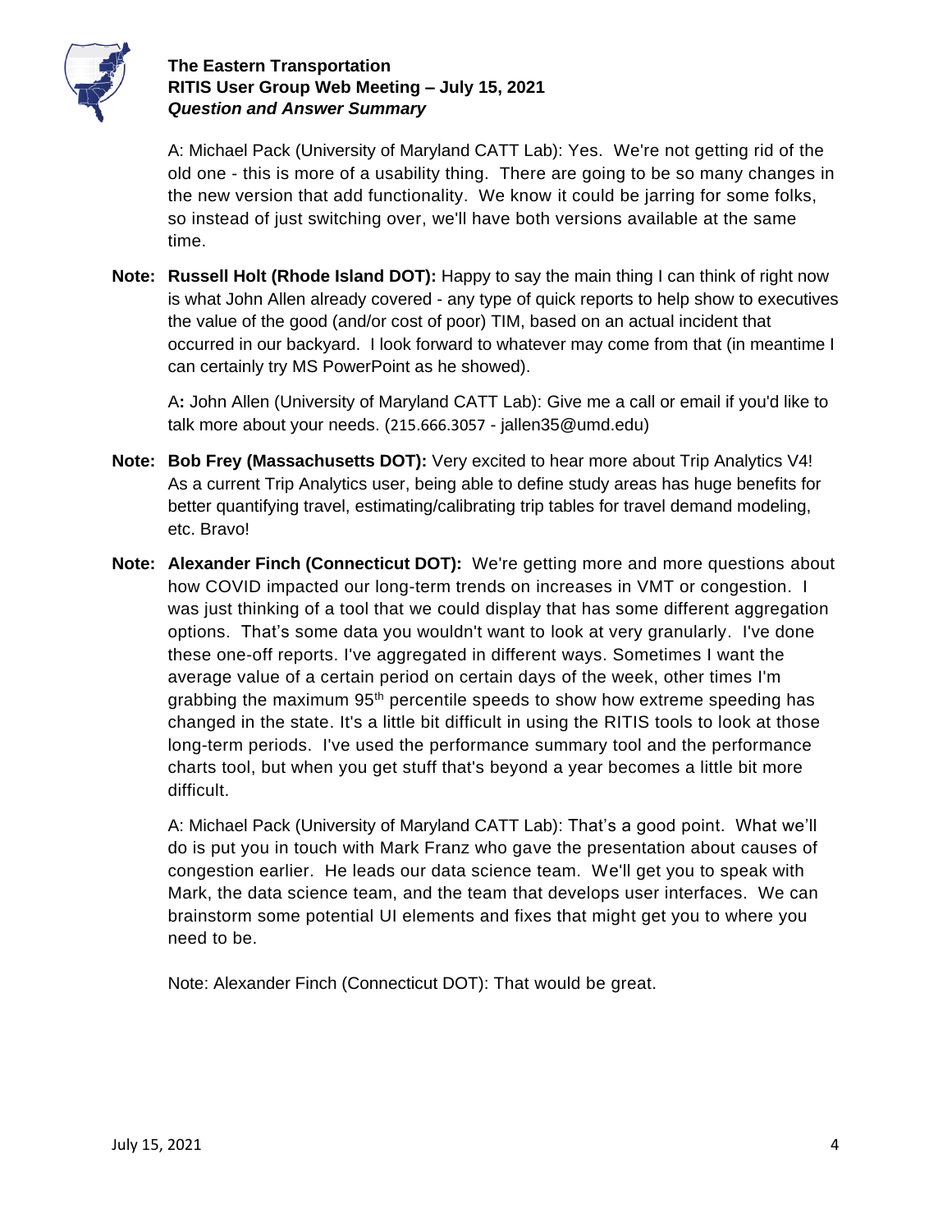A: Michael Pack (University of Maryland CATT Lab): Yes. We're not getting rid of the old one - this is more of a usability thing. There are going to be so many changes in the new version that add functionality. We know it could be jarring for some folks, so instead of just switching over, we'll have both versions available at the same time.

**Note: Russell Holt (Rhode Island DOT):** Happy to say the main thing I can think of right now is what John Allen already covered - any type of quick reports to help show to executives the value of the good (and/or cost of poor) TIM, based on an actual incident that occurred in our backyard. I look forward to whatever may come from that (in meantime I can certainly try MS PowerPoint as he showed).

A**:** John Allen (University of Maryland CATT Lab): Give me a call or email if you'd like to talk more about your needs. (215.666.3057 - jallen35@umd.edu)

**Note: Bob Frey (Massachusetts DOT):** Very excited to hear more about Trip Analytics V4! As a current Trip Analytics user, being able to define study areas has huge benefits for better quantifying travel, estimating/calibrating trip tables for travel demand modeling, etc. Bravo!

**Note: Alexander Finch (Connecticut DOT):** We're getting more and more questions about how COVID impacted our long-term trends on increases in VMT or congestion. I was just thinking of a tool that we could display that has some different aggregation options. That's some data you wouldn't want to look at very granularly. I've done these one-off reports. I've aggregated in different ways. Sometimes I want the average value of a certain period on certain days of the week, other times I'm grabbing the maximum 95th percentile speeds to show how extreme speeding has changed in the state. It's a little bit difficult in using the RITIS tools to look at those long-term periods. I've used the performance summary tool and the performance charts tool, but when you get stuff that's beyond a year becomes a little bit more difficult.

A: Michael Pack (University of Maryland CATT Lab): That's a good point. What we'll do is put you in touch with Mark Franz who gave the presentation about causes of congestion earlier. He leads our data science team. We'll get you to speak with Mark, the data science team, and the team that develops user interfaces. We can brainstorm some potential UI elements and fixes that might get you to where you need to be.

Note: Alexander Finch (Connecticut DOT): That would be great.